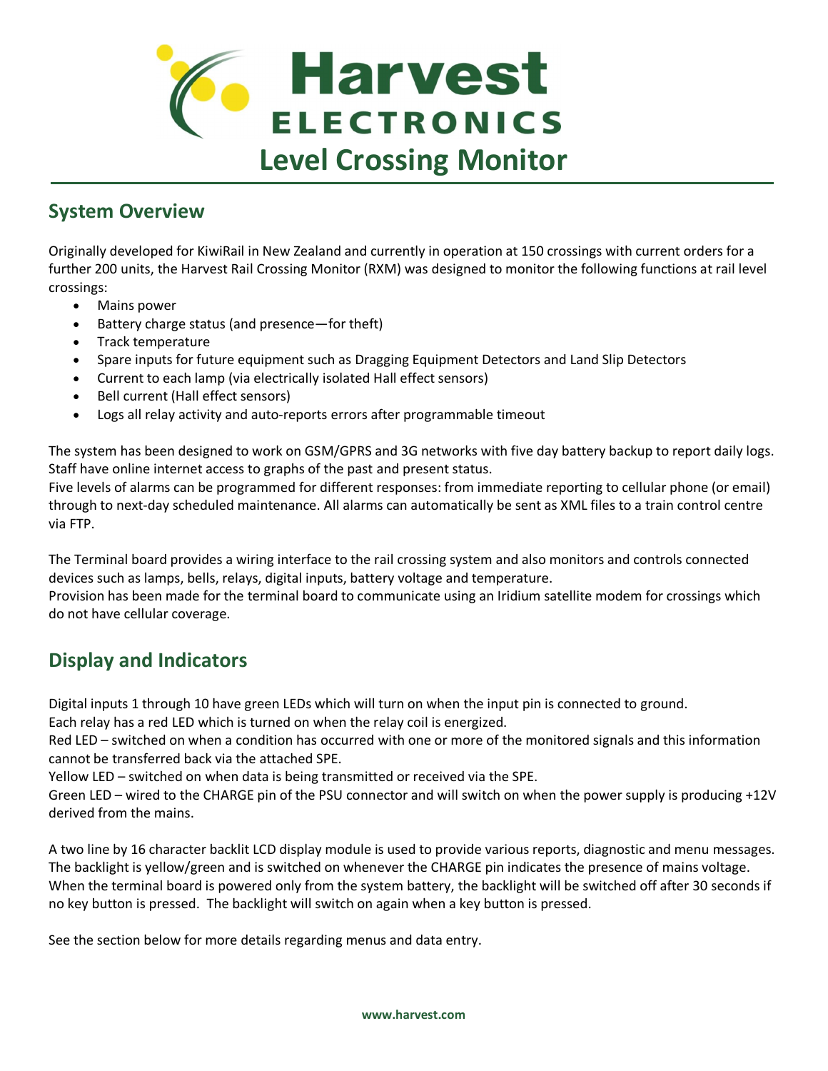# Harvest ELECTRONICS

# Level Crossing Monitor

## System Overview

Originally developed for KiwiRail in New Zealand and currently in operation at 150 crossings with current orders for a further 200 units, the Harvest Rail Crossing Monitor (RXM) was designed to monitor the following functions at rail level crossings:

- Mains power
- Battery charge status (and presence—for theft)
- Track temperature
- Spare inputs for future equipment such as Dragging Equipment Detectors and Land Slip Detectors
- Current to each lamp (via electrically isolated Hall effect sensors)
- Bell current (Hall effect sensors)
- Logs all relay activity and auto-reports errors after programmable timeout

The system has been designed to work on GSM/GPRS and 3G networks with five day battery backup to report daily logs. Staff have online internet access to graphs of the past and present status.

Five levels of alarms can be programmed for different responses: from immediate reporting to cellular phone (or email) through to next-day scheduled maintenance. All alarms can automatically be sent as XML files to a train control centre via FTP.

The Terminal board provides a wiring interface to the rail crossing system and also monitors and controls connected devices such as lamps, bells, relays, digital inputs, battery voltage and temperature.

Provision has been made for the terminal board to communicate using an Iridium satellite modem for crossings which do not have cellular coverage.

## Display and Indicators

Digital inputs 1 through 10 have green LEDs which will turn on when the input pin is connected to ground.

Each relay has a red LED which is turned on when the relay coil is energized.

Red LED – switched on when a condition has occurred with one or more of the monitored signals and this information cannot be transferred back via the attached SPE.

Yellow LED – switched on when data is being transmitted or received via the SPE.

Green LED – wired to the CHARGE pin of the PSU connector and will switch on when the power supply is producing +12V derived from the mains.

A two line by 16 character backlit LCD display module is used to provide various reports, diagnostic and menu messages. The backlight is yellow/green and is switched on whenever the CHARGE pin indicates the presence of mains voltage. When the terminal board is powered only from the system battery, the backlight will be switched off after 30 seconds if no key button is pressed. The backlight will switch on again when a key button is pressed.

See the section below for more details regarding menus and data entry.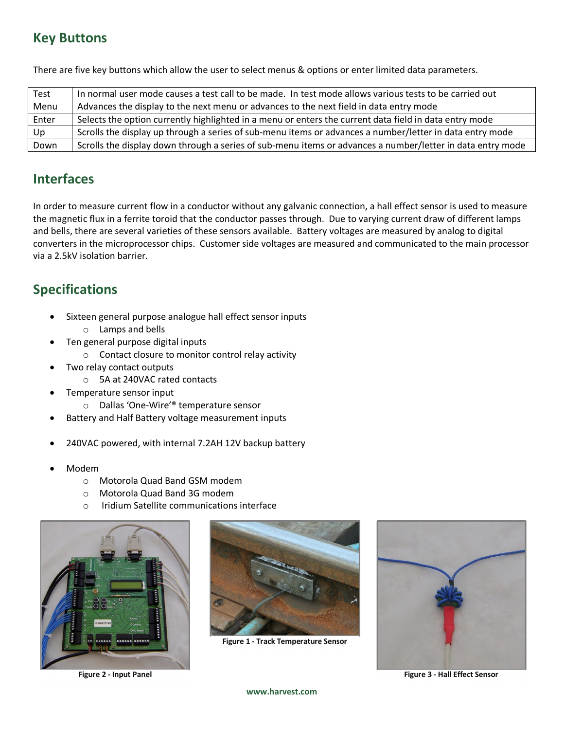## Key Buttons

There are five key buttons which allow the user to select menus & options or enter limited data parameters.

| | |
|---|---|
| Test | In normal user mode causes a test call to be made. In test mode allows various tests to be carried out |
| Menu | Advances the display to the next menu or advances to the next field in data entry mode |
| Enter | Selects the option currently highlighted in a menu or enters the current data field in data entry mode |
| Up | Scrolls the display up through a series of sub-menu items or advances a number/letter in data entry mode |
| Down | Scrolls the display down through a series of sub-menu items or advances a number/letter in data entry mode |

## Interfaces

In order to measure current flow in a conductor without any galvanic connection, a hall effect sensor is used to measure the magnetic flux in a ferrite toroid that the conductor passes through. Due to varying current draw of different lamps and bells, there are several varieties of these sensors available. Battery voltages are measured by analog to digital converters in the microprocessor chips. Customer side voltages are measured and communicated to the main processor via a 2.5kV isolation barrier.

## Specifications

- Sixteen general purpose analogue hall effect sensor inputs
  - Lamps and bells
- Ten general purpose digital inputs
  - Contact closure to monitor control relay activity
- Two relay contact outputs
  - 5A at 240VAC rated contacts
- Temperature sensor input
  - Dallas 'One-Wire'® temperature sensor
- Battery and Half Battery voltage measurement inputs
- 240VAC powered, with internal 7.2AH 12V backup battery
- Modem
  - Motorola Quad Band GSM modem
  - Motorola Quad Band 3G modem
  - Iridium Satellite communications interface

**Figure 2 - Input Panel**

**Figure 1 - Track Temperature Sensor**

**Figure 3 - Hall Effect Sensor**